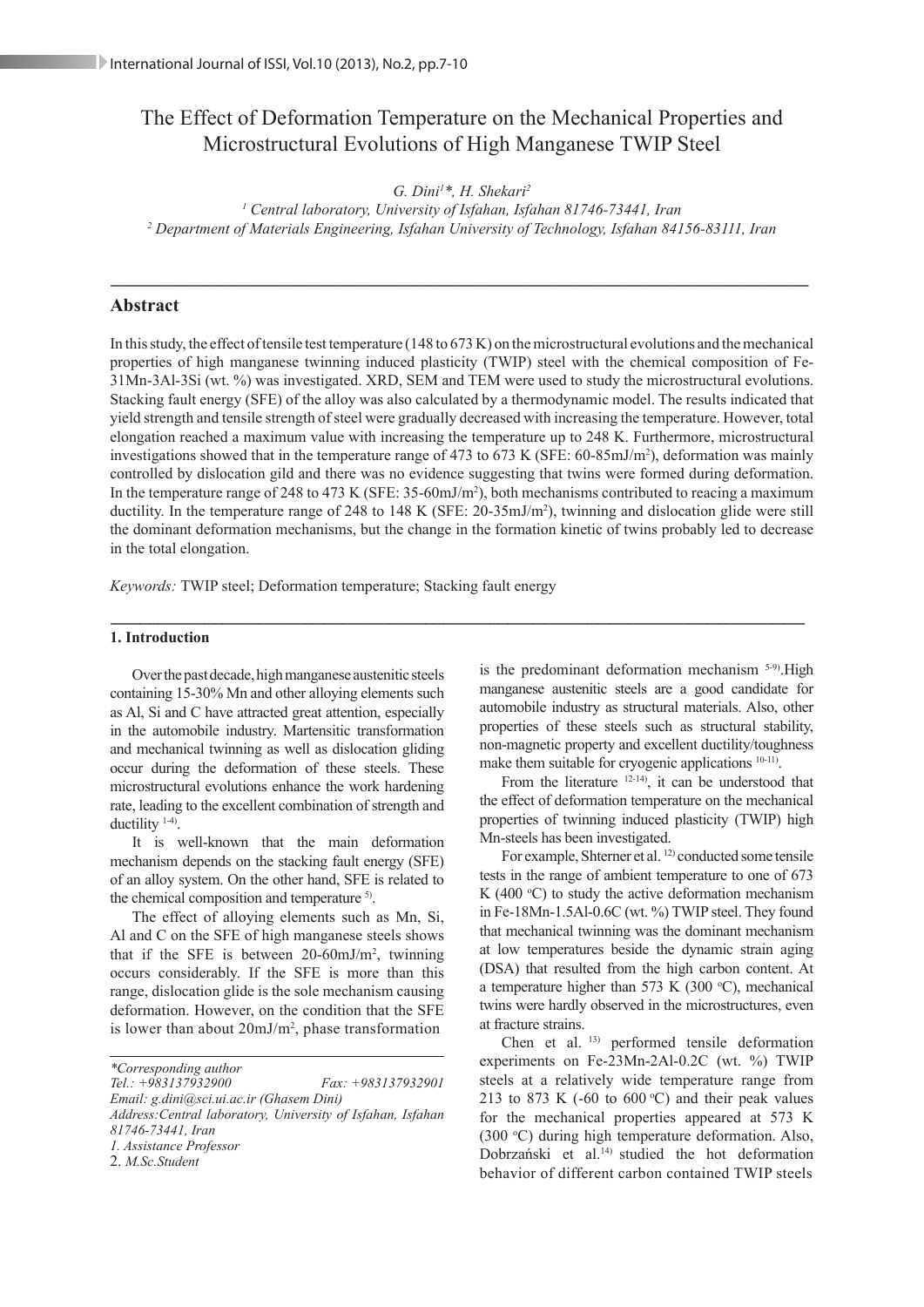# The Effect of Deformation Temperature on the Mechanical Properties and Microstructural Evolutions of High Manganese TWIP Steel

*G. Dini[1]\*, H. Shekari[2]*

*[1] Central laboratory, University of Isfahan, Isfahan 81746-73441, Iran*
*[2] Department of Materials Engineering, Isfahan University of Technology, Isfahan 84156-83111, Iran*

## Abstract

In this study, the effect of tensile test temperature (148 to 673 K) on the microstructural evolutions and the mechanical properties of high manganese twinning induced plasticity (TWIP) steel with the chemical composition of Fe-31Mn-3Al-3Si (wt. %) was investigated. XRD, SEM and TEM were used to study the microstructural evolutions. Stacking fault energy (SFE) of the alloy was also calculated by a thermodynamic model. The results indicated that yield strength and tensile strength of steel were gradually decreased with increasing the temperature. However, total elongation reached a maximum value with increasing the temperature up to 248 K. Furthermore, microstructural investigations showed that in the temperature range of 473 to 673 K (SFE: 60-85mJ/$m^2$), deformation was mainly controlled by dislocation gild and there was no evidence suggesting that twins were formed during deformation. In the temperature range of 248 to 473 K (SFE: 35-60mJ/$m^2$), both mechanisms contributed to reacing a maximum ductility. In the temperature range of 248 to 148 K (SFE: 20-35mJ/$m^2$), twinning and dislocation glide were still the dominant deformation mechanisms, but the change in the formation kinetic of twins probably led to decrease in the total elongation.

*Keywords:* TWIP steel; Deformation temperature; Stacking fault energy

### 1. Introduction

Over the past decade, high manganese austenitic steels containing 15-30% Mn and other alloying elements such as Al, Si and C have attracted great attention, especially in the automobile industry. Martensitic transformation and mechanical twinning as well as dislocation gliding occur during the deformation of these steels. These microstructural evolutions enhance the work hardening rate, leading to the excellent combination of strength and ductility [1-4].

It is well-known that the main deformation mechanism depends on the stacking fault energy (SFE) of an alloy system. On the other hand, SFE is related to the chemical composition and temperature [5].

The effect of alloying elements such as Mn, Si, Al and C on the SFE of high manganese steels shows that if the SFE is between 20-60mJ/$m^2$, twinning occurs considerably. If the SFE is more than this range, dislocation glide is the sole mechanism causing deformation. However, on the condition that the SFE is lower than about 20mJ/$m^2$, phase transformation is the predominant deformation mechanism [5-9]. High manganese austenitic steels are a good candidate for automobile industry as structural materials. Also, other properties of these steels such as structural stability, non-magnetic property and excellent ductility/toughness make them suitable for cryogenic applications [10-11].

From the literature [12-14], it can be understood that the effect of deformation temperature on the mechanical properties of twinning induced plasticity (TWIP) high Mn-steels has been investigated.

For example, Shterner et al. [12] conducted some tensile tests in the range of ambient temperature to one of 673 K (400 °C) to study the active deformation mechanism in Fe-18Mn-1.5Al-0.6C (wt. %) TWIP steel. They found that mechanical twinning was the dominant mechanism at low temperatures beside the dynamic strain aging (DSA) that resulted from the high carbon content. At a temperature higher than 573 K (300 °C), mechanical twins were hardly observed in the microstructures, even at fracture strains.

Chen et al. [13] performed tensile deformation experiments on Fe-23Mn-2Al-0.2C (wt. %) TWIP steels at a relatively wide temperature range from 213 to 873 K (-60 to 600 °C) and their peak values for the mechanical properties appeared at 573 K (300 °C) during high temperature deformation. Also, Dobrzański et al.[14] studied the hot deformation behavior of different carbon contained TWIP steels

---

*\*Corresponding author*
*Tel.: +983137932900 Fax: +983137932901*
*Email: g.dini@sci.ui.ac.ir (Ghasem Dini)*
*Address: Central laboratory, University of Isfahan, Isfahan 81746-73441, Iran*
*1. Assistance Professor*
*2. M.Sc. Student*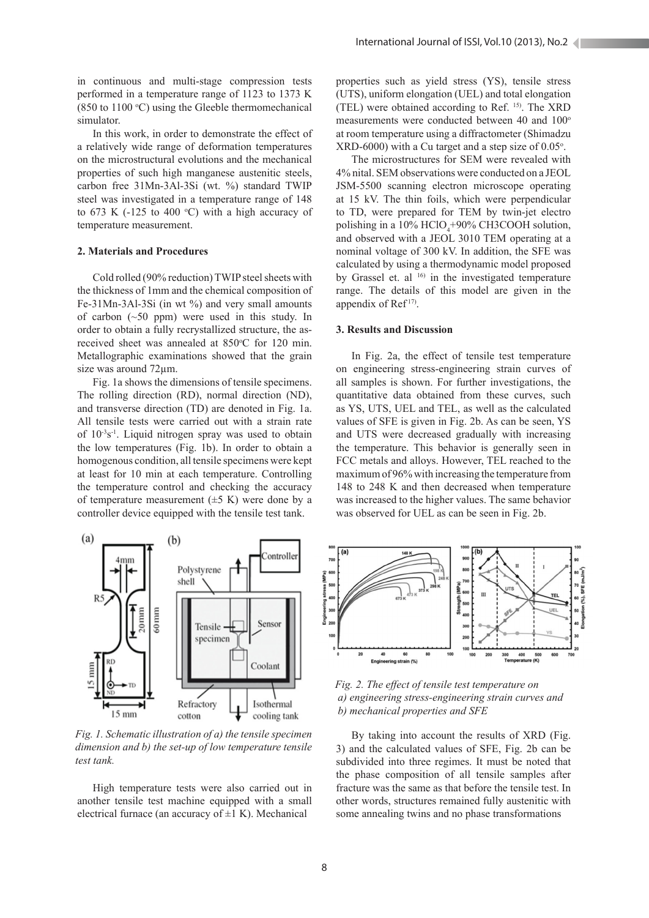in continuous and multi-stage compression tests performed in a temperature range of 1123 to 1373 K (850 to 1100 °C) using the Gleeble thermomechanical simulator.

In this work, in order to demonstrate the effect of a relatively wide range of deformation temperatures on the microstructural evolutions and the mechanical properties of such high manganese austenitic steels, carbon free 31Mn-3Al-3Si (wt. %) standard TWIP steel was investigated in a temperature range of 148 to 673 K (-125 to 400 °C) with a high accuracy of temperature measurement.

## 2. Materials and Procedures

Cold rolled (90% reduction) TWIP steel sheets with the thickness of 1mm and the chemical composition of Fe-31Mn-3Al-3Si (in wt %) and very small amounts of carbon (~50 ppm) were used in this study. In order to obtain a fully recrystallized structure, the as-received sheet was annealed at 850°C for 120 min. Metallographic examinations showed that the grain size was around 72µm.

Fig. 1a shows the dimensions of tensile specimens. The rolling direction (RD), normal direction (ND), and transverse direction (TD) are denoted in Fig. 1a. All tensile tests were carried out with a strain rate of $10^{-3}s^{-1}$. Liquid nitrogen spray was used to obtain the low temperatures (Fig. 1b). In order to obtain a homogenous condition, all tensile specimens were kept at least for 10 min at each temperature. Controlling the temperature control and checking the accuracy of temperature measurement (±5 K) were done by a controller device equipped with the tensile test tank.

*Fig. 1. Schematic illustration of a) the tensile specimen dimension and b) the set-up of low temperature tensile test tank.*

High temperature tests were also carried out in another tensile test machine equipped with a small electrical furnace (an accuracy of ±1 K). Mechanical properties such as yield stress (YS), tensile stress (UTS), uniform elongation (UEL) and total elongation (TEL) were obtained according to Ref. [15]. The XRD measurements were conducted between 40 and 100° at room temperature using a diffractometer (Shimadzu XRD-6000) with a Cu target and a step size of 0.05°.

The microstructures for SEM were revealed with 4% nital. SEM observations were conducted on a JEOL JSM-5500 scanning electron microscope operating at 15 kV. The thin foils, which were perpendicular to TD, were prepared for TEM by twin-jet electro polishing in a 10% $HClO_4$+90% CH3COOH solution, and observed with a JEOL 3010 TEM operating at a nominal voltage of 300 kV. In addition, the SFE was calculated by using a thermodynamic model proposed by Grassel et. al [16] in the investigated temperature range. The details of this model are given in the appendix of Ref [17].

## 3. Results and Discussion

In Fig. 2a, the effect of tensile test temperature on engineering stress-engineering strain curves of all samples is shown. For further investigations, the quantitative data obtained from these curves, such as YS, UTS, UEL and TEL, as well as the calculated values of SFE is given in Fig. 2b. As can be seen, YS and UTS were decreased gradually with increasing the temperature. This behavior is generally seen in FCC metals and alloys. However, TEL reached to the maximum of 96% with increasing the temperature from 148 to 248 K and then decreased when temperature was increased to the higher values. The same behavior was observed for UEL as can be seen in Fig. 2b.

*Fig. 2. The effect of tensile test temperature on a) engineering stress-engineering strain curves and b) mechanical properties and SFE*

By taking into account the results of XRD (Fig. 3) and the calculated values of SFE, Fig. 2b can be subdivided into three regimes. It must be noted that the phase composition of all tensile samples after fracture was the same as that before the tensile test. In other words, structures remained fully austenitic with some annealing twins and no phase transformations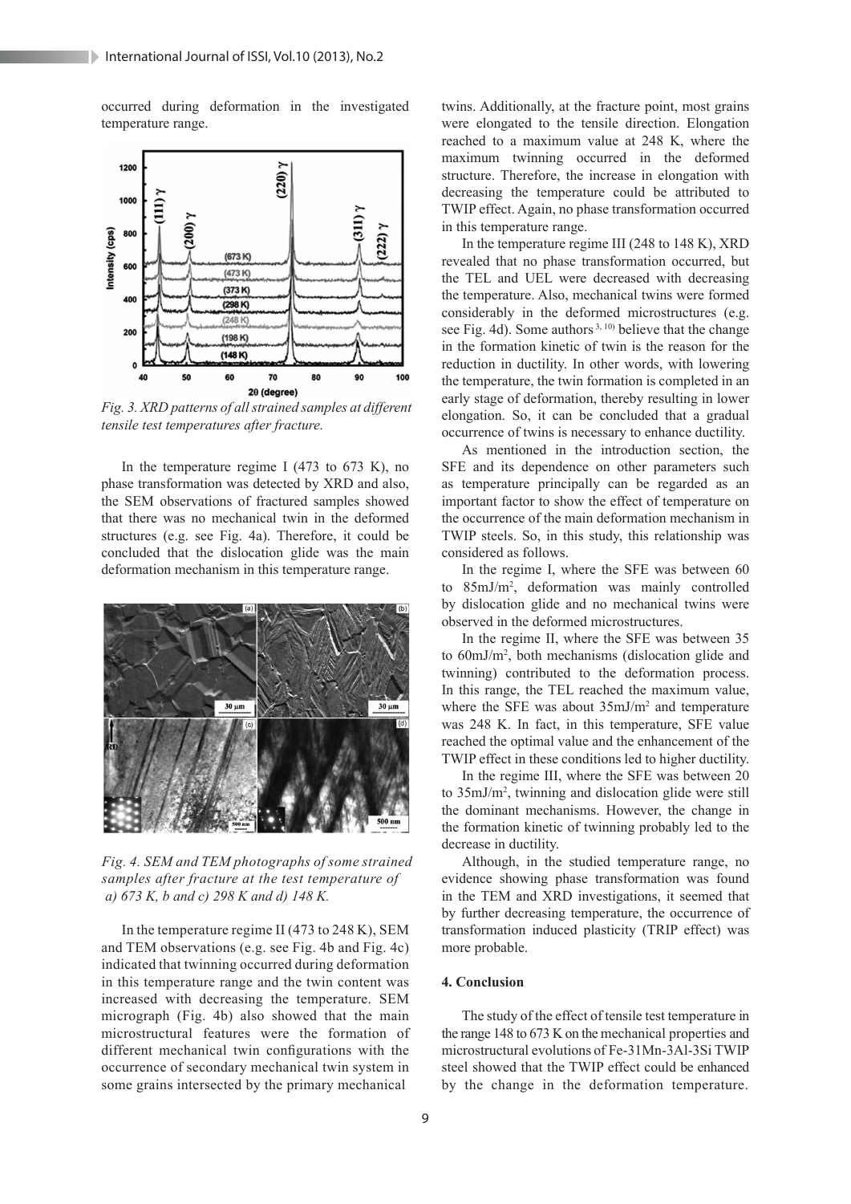occurred during deformation in the investigated temperature range.

*Fig. 3. XRD patterns of all strained samples at different tensile test temperatures after fracture.*

In the temperature regime I (473 to 673 K), no phase transformation was detected by XRD and also, the SEM observations of fractured samples showed that there was no mechanical twin in the deformed structures (e.g. see Fig. 4a). Therefore, it could be concluded that the dislocation glide was the main deformation mechanism in this temperature range.

*Fig. 4. SEM and TEM photographs of some strained samples after fracture at the test temperature of a) 673 K, b and c) 298 K and d) 148 K.*

In the temperature regime II (473 to 248 K), SEM and TEM observations (e.g. see Fig. 4b and Fig. 4c) indicated that twinning occurred during deformation in this temperature range and the twin content was increased with decreasing the temperature. SEM micrograph (Fig. 4b) also showed that the main microstructural features were the formation of different mechanical twin configurations with the occurrence of secondary mechanical twin system in some grains intersected by the primary mechanical twins. Additionally, at the fracture point, most grains were elongated to the tensile direction. Elongation reached to a maximum value at 248 K, where the maximum twinning occurred in the deformed structure. Therefore, the increase in elongation with decreasing the temperature could be attributed to TWIP effect. Again, no phase transformation occurred in this temperature range.

In the temperature regime III (248 to 148 K), XRD revealed that no phase transformation occurred, but the TEL and UEL were decreased with decreasing the temperature. Also, mechanical twins were formed considerably in the deformed microstructures (e.g. see Fig. 4d). Some authors [3, 10] believe that the change in the formation kinetic of twin is the reason for the reduction in ductility. In other words, with lowering the temperature, the twin formation is completed in an early stage of deformation, thereby resulting in lower elongation. So, it can be concluded that a gradual occurrence of twins is necessary to enhance ductility.

As mentioned in the introduction section, the SFE and its dependence on other parameters such as temperature principally can be regarded as an important factor to show the effect of temperature on the occurrence of the main deformation mechanism in TWIP steels. So, in this study, this relationship was considered as follows.

In the regime I, where the SFE was between 60 to 85mJ/m$^2$, deformation was mainly controlled by dislocation glide and no mechanical twins were observed in the deformed microstructures.

In the regime II, where the SFE was between 35 to 60mJ/m$^2$, both mechanisms (dislocation glide and twinning) contributed to the deformation process. In this range, the TEL reached the maximum value, where the SFE was about 35mJ/m$^2$ and temperature was 248 K. In fact, in this temperature, SFE value reached the optimal value and the enhancement of the TWIP effect in these conditions led to higher ductility.

In the regime III, where the SFE was between 20 to 35mJ/m$^2$, twinning and dislocation glide were still the dominant mechanisms. However, the change in the formation kinetic of twinning probably led to the decrease in ductility.

Although, in the studied temperature range, no evidence showing phase transformation was found in the TEM and XRD investigations, it seemed that by further decreasing temperature, the occurrence of transformation induced plasticity (TRIP effect) was more probable.

## 4. Conclusion

The study of the effect of tensile test temperature in the range 148 to 673 K on the mechanical properties and microstructural evolutions of Fe-31Mn-3Al-3Si TWIP steel showed that the TWIP effect could be enhanced by the change in the deformation temperature.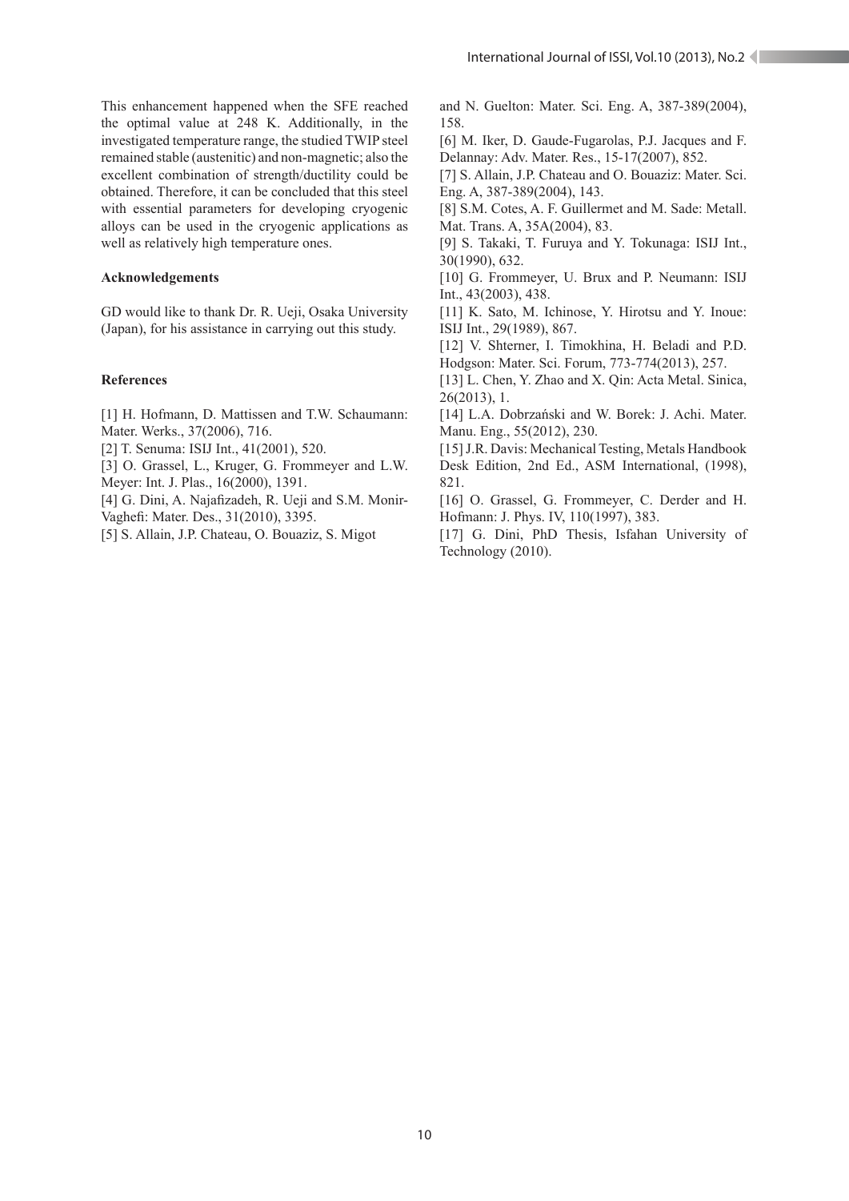This enhancement happened when the SFE reached the optimal value at 248 K. Additionally, in the investigated temperature range, the studied TWIP steel remained stable (austenitic) and non-magnetic; also the excellent combination of strength/ductility could be obtained. Therefore, it can be concluded that this steel with essential parameters for developing cryogenic alloys can be used in the cryogenic applications as well as relatively high temperature ones.

### Acknowledgements

GD would like to thank Dr. R. Ueji, Osaka University (Japan), for his assistance in carrying out this study.

### References

[1] H. Hofmann, D. Mattissen and T.W. Schaumann: Mater. Werks., 37(2006), 716.

[2] T. Senuma: ISIJ Int., 41(2001), 520.

[3] O. Grassel, L., Kruger, G. Frommeyer and L.W. Meyer: Int. J. Plas., 16(2000), 1391.

[4] G. Dini, A. Najafizadeh, R. Ueji and S.M. Monir-Vaghefi: Mater. Des., 31(2010), 3395.

[5] S. Allain, J.P. Chateau, O. Bouaziz, S. Migot and N. Guelton: Mater. Sci. Eng. A, 387-389(2004), 158.

[6] M. Iker, D. Gaude-Fugarolas, P.J. Jacques and F. Delannay: Adv. Mater. Res., 15-17(2007), 852.

[7] S. Allain, J.P. Chateau and O. Bouaziz: Mater. Sci. Eng. A, 387-389(2004), 143.

[8] S.M. Cotes, A. F. Guillermet and M. Sade: Metall. Mat. Trans. A, 35A(2004), 83.

[9] S. Takaki, T. Furuya and Y. Tokunaga: ISIJ Int., 30(1990), 632.

[10] G. Frommeyer, U. Brux and P. Neumann: ISIJ Int., 43(2003), 438.

[11] K. Sato, M. Ichinose, Y. Hirotsu and Y. Inoue: ISIJ Int., 29(1989), 867.

[12] V. Shterner, I. Timokhina, H. Beladi and P.D. Hodgson: Mater. Sci. Forum, 773-774(2013), 257.

[13] L. Chen, Y. Zhao and X. Qin: Acta Metal. Sinica, 26(2013), 1.

[14] L.A. Dobrzański and W. Borek: J. Achi. Mater. Manu. Eng., 55(2012), 230.

[15] J.R. Davis: Mechanical Testing, Metals Handbook Desk Edition, 2nd Ed., ASM International, (1998), 821.

[16] O. Grassel, G. Frommeyer, C. Derder and H. Hofmann: J. Phys. IV, 110(1997), 383.

[17] G. Dini, PhD Thesis, Isfahan University of Technology (2010).